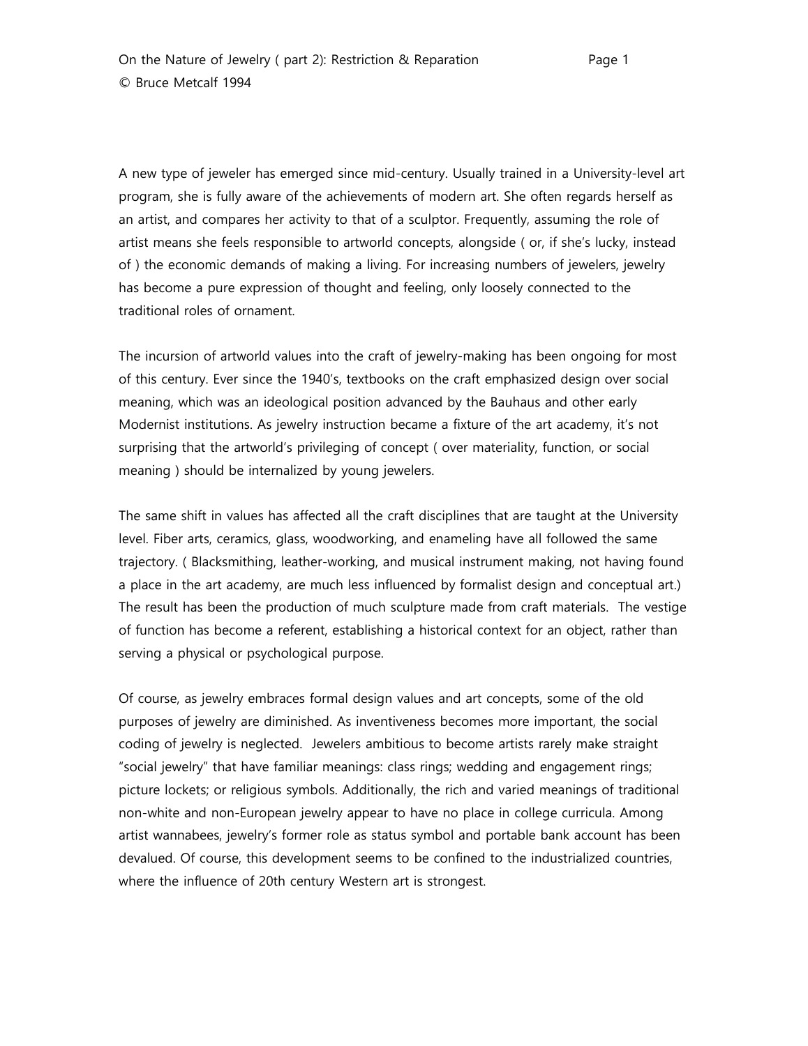A new type of jeweler has emerged since mid-century. Usually trained in a University-level art program, she is fully aware of the achievements of modern art. She often regards herself as an artist, and compares her activity to that of a sculptor. Frequently, assuming the role of artist means she feels responsible to artworld concepts, alongside ( or, if she's lucky, instead of ) the economic demands of making a living. For increasing numbers of jewelers, jewelry has become a pure expression of thought and feeling, only loosely connected to the traditional roles of ornament.

The incursion of artworld values into the craft of jewelry-making has been ongoing for most of this century. Ever since the 1940's, textbooks on the craft emphasized design over social meaning, which was an ideological position advanced by the Bauhaus and other early Modernist institutions. As jewelry instruction became a fixture of the art academy, it's not surprising that the artworld's privileging of concept ( over materiality, function, or social meaning ) should be internalized by young jewelers.

The same shift in values has affected all the craft disciplines that are taught at the University level. Fiber arts, ceramics, glass, woodworking, and enameling have all followed the same trajectory. ( Blacksmithing, leather-working, and musical instrument making, not having found a place in the art academy, are much less influenced by formalist design and conceptual art.) The result has been the production of much sculpture made from craft materials. The vestige of function has become a referent, establishing a historical context for an object, rather than serving a physical or psychological purpose.

Of course, as jewelry embraces formal design values and art concepts, some of the old purposes of jewelry are diminished. As inventiveness becomes more important, the social coding of jewelry is neglected. Jewelers ambitious to become artists rarely make straight "social jewelry" that have familiar meanings: class rings; wedding and engagement rings; picture lockets; or religious symbols. Additionally, the rich and varied meanings of traditional non-white and non-European jewelry appear to have no place in college curricula. Among artist wannabees, jewelry's former role as status symbol and portable bank account has been devalued. Of course, this development seems to be confined to the industrialized countries, where the influence of 20th century Western art is strongest.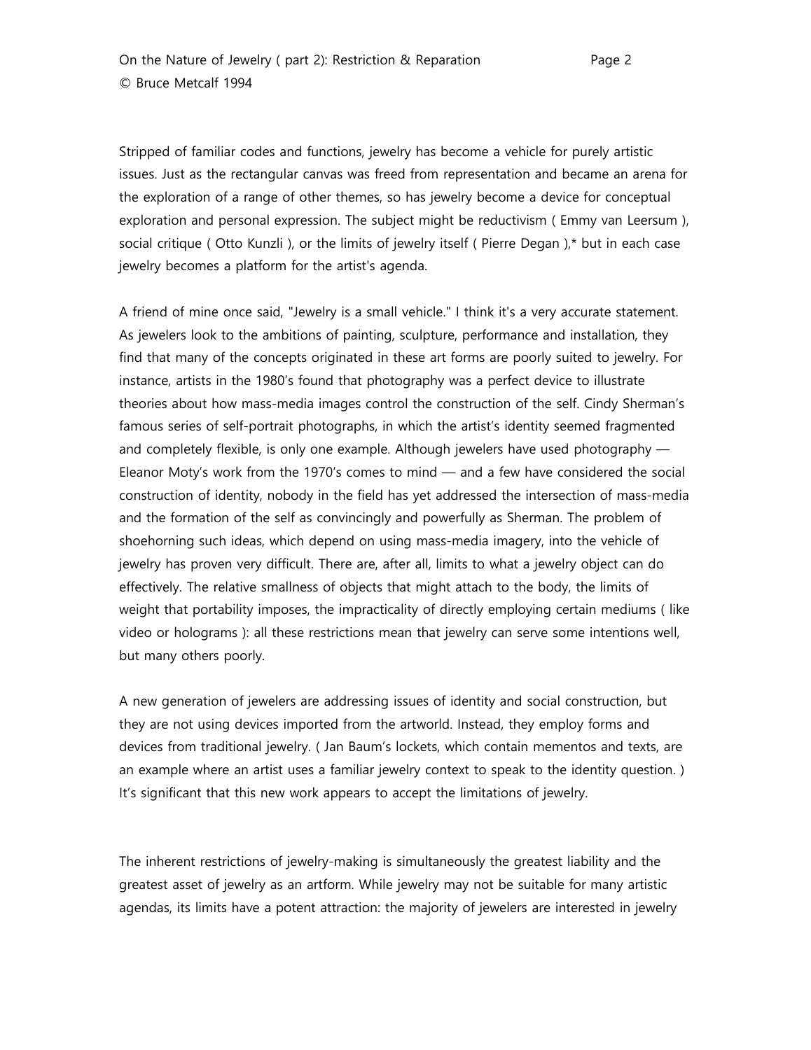Stripped of familiar codes and functions, jewelry has become a vehicle for purely artistic issues. Just as the rectangular canvas was freed from representation and became an arena for the exploration of a range of other themes, so has jewelry become a device for conceptual exploration and personal expression. The subject might be reductivism ( Emmy van Leersum ), social critique ( Otto Kunzli ), or the limits of jewelry itself ( Pierre Degan ),* but in each case jewelry becomes a platform for the artist's agenda.

A friend of mine once said, "Jewelry is a small vehicle." I think it's a very accurate statement. As jewelers look to the ambitions of painting, sculpture, performance and installation, they find that many of the concepts originated in these art forms are poorly suited to jewelry. For instance, artists in the 1980's found that photography was a perfect device to illustrate theories about how mass-media images control the construction of the self. Cindy Sherman's famous series of self-portrait photographs, in which the artist's identity seemed fragmented and completely flexible, is only one example. Although jewelers have used photography — Eleanor Moty's work from the 1970's comes to mind — and a few have considered the social construction of identity, nobody in the field has yet addressed the intersection of mass-media and the formation of the self as convincingly and powerfully as Sherman. The problem of shoehorning such ideas, which depend on using mass-media imagery, into the vehicle of jewelry has proven very difficult. There are, after all, limits to what a jewelry object can do effectively. The relative smallness of objects that might attach to the body, the limits of weight that portability imposes, the impracticality of directly employing certain mediums ( like video or holograms ): all these restrictions mean that jewelry can serve some intentions well, but many others poorly.

A new generation of jewelers are addressing issues of identity and social construction, but they are not using devices imported from the artworld. Instead, they employ forms and devices from traditional jewelry. ( Jan Baum's lockets, which contain mementos and texts, are an example where an artist uses a familiar jewelry context to speak to the identity question. ) It's significant that this new work appears to accept the limitations of jewelry.

The inherent restrictions of jewelry-making is simultaneously the greatest liability and the greatest asset of jewelry as an artform. While jewelry may not be suitable for many artistic agendas, its limits have a potent attraction: the majority of jewelers are interested in jewelry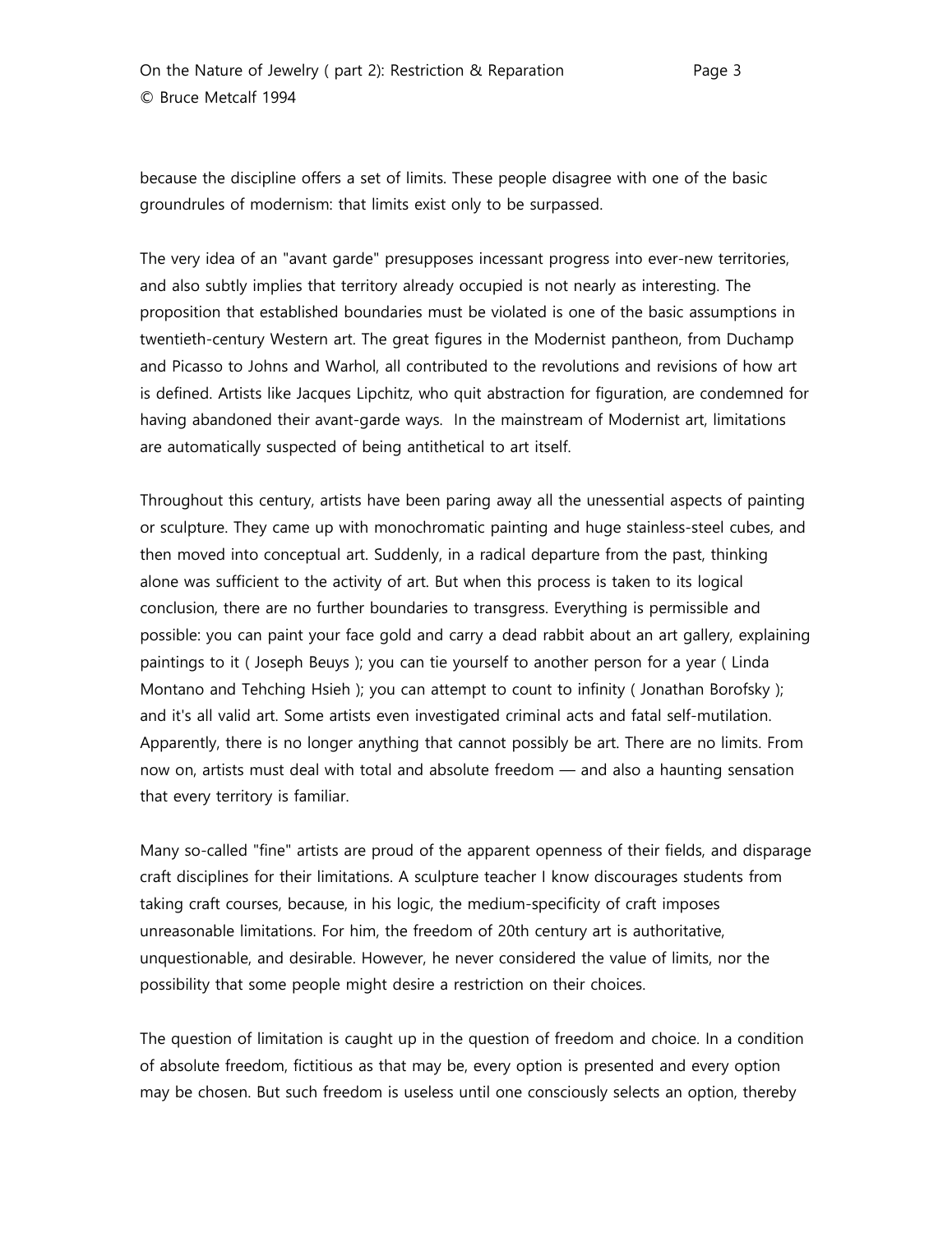because the discipline offers a set of limits. These people disagree with one of the basic groundrules of modernism: that limits exist only to be surpassed.

The very idea of an "avant garde" presupposes incessant progress into ever-new territories, and also subtly implies that territory already occupied is not nearly as interesting. The proposition that established boundaries must be violated is one of the basic assumptions in twentieth-century Western art. The great figures in the Modernist pantheon, from Duchamp and Picasso to Johns and Warhol, all contributed to the revolutions and revisions of how art is defined. Artists like Jacques Lipchitz, who quit abstraction for figuration, are condemned for having abandoned their avant-garde ways. In the mainstream of Modernist art, limitations are automatically suspected of being antithetical to art itself.

Throughout this century, artists have been paring away all the unessential aspects of painting or sculpture. They came up with monochromatic painting and huge stainless-steel cubes, and then moved into conceptual art. Suddenly, in a radical departure from the past, thinking alone was sufficient to the activity of art. But when this process is taken to its logical conclusion, there are no further boundaries to transgress. Everything is permissible and possible: you can paint your face gold and carry a dead rabbit about an art gallery, explaining paintings to it ( Joseph Beuys ); you can tie yourself to another person for a year ( Linda Montano and Tehching Hsieh ); you can attempt to count to infinity ( Jonathan Borofsky ); and it's all valid art. Some artists even investigated criminal acts and fatal self-mutilation. Apparently, there is no longer anything that cannot possibly be art. There are no limits. From now on, artists must deal with total and absolute freedom — and also a haunting sensation that every territory is familiar.

Many so-called "fine" artists are proud of the apparent openness of their fields, and disparage craft disciplines for their limitations. A sculpture teacher I know discourages students from taking craft courses, because, in his logic, the medium-specificity of craft imposes unreasonable limitations. For him, the freedom of 20th century art is authoritative, unquestionable, and desirable. However, he never considered the value of limits, nor the possibility that some people might desire a restriction on their choices.

The question of limitation is caught up in the question of freedom and choice. In a condition of absolute freedom, fictitious as that may be, every option is presented and every option may be chosen. But such freedom is useless until one consciously selects an option, thereby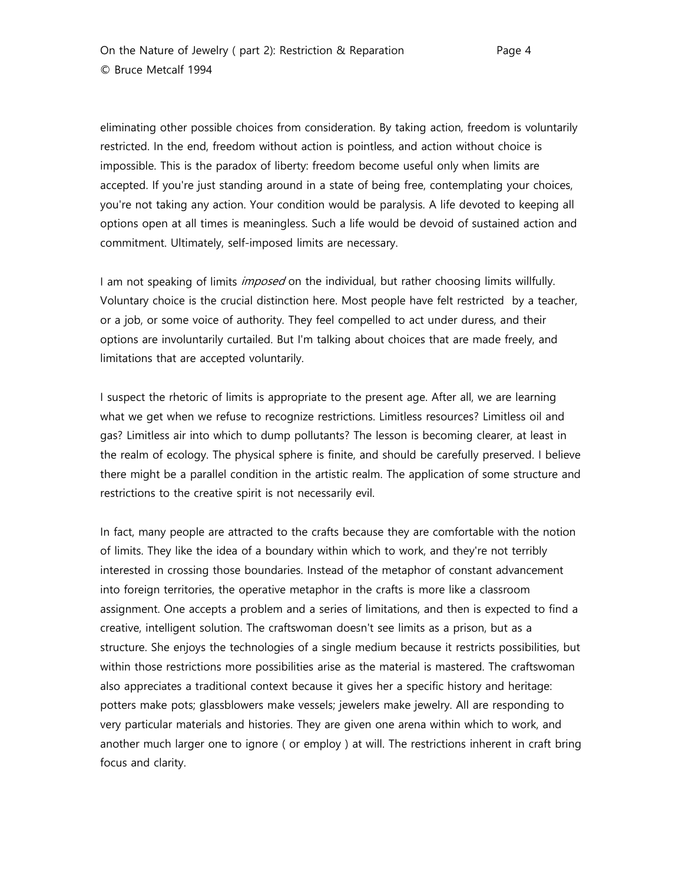eliminating other possible choices from consideration. By taking action, freedom is voluntarily restricted. In the end, freedom without action is pointless, and action without choice is impossible. This is the paradox of liberty: freedom become useful only when limits are accepted. If you're just standing around in a state of being free, contemplating your choices, you're not taking any action. Your condition would be paralysis. A life devoted to keeping all options open at all times is meaningless. Such a life would be devoid of sustained action and commitment. Ultimately, self-imposed limits are necessary.

I am not speaking of limits *imposed* on the individual, but rather choosing limits willfully. Voluntary choice is the crucial distinction here. Most people have felt restricted by a teacher, or a job, or some voice of authority. They feel compelled to act under duress, and their options are involuntarily curtailed. But I'm talking about choices that are made freely, and limitations that are accepted voluntarily.

I suspect the rhetoric of limits is appropriate to the present age. After all, we are learning what we get when we refuse to recognize restrictions. Limitless resources? Limitless oil and gas? Limitless air into which to dump pollutants? The lesson is becoming clearer, at least in the realm of ecology. The physical sphere is finite, and should be carefully preserved. I believe there might be a parallel condition in the artistic realm. The application of some structure and restrictions to the creative spirit is not necessarily evil.

In fact, many people are attracted to the crafts because they are comfortable with the notion of limits. They like the idea of a boundary within which to work, and they're not terribly interested in crossing those boundaries. Instead of the metaphor of constant advancement into foreign territories, the operative metaphor in the crafts is more like a classroom assignment. One accepts a problem and a series of limitations, and then is expected to find a creative, intelligent solution. The craftswoman doesn't see limits as a prison, but as a structure. She enjoys the technologies of a single medium because it restricts possibilities, but within those restrictions more possibilities arise as the material is mastered. The craftswoman also appreciates a traditional context because it gives her a specific history and heritage: potters make pots; glassblowers make vessels; jewelers make jewelry. All are responding to very particular materials and histories. They are given one arena within which to work, and another much larger one to ignore ( or employ ) at will. The restrictions inherent in craft bring focus and clarity.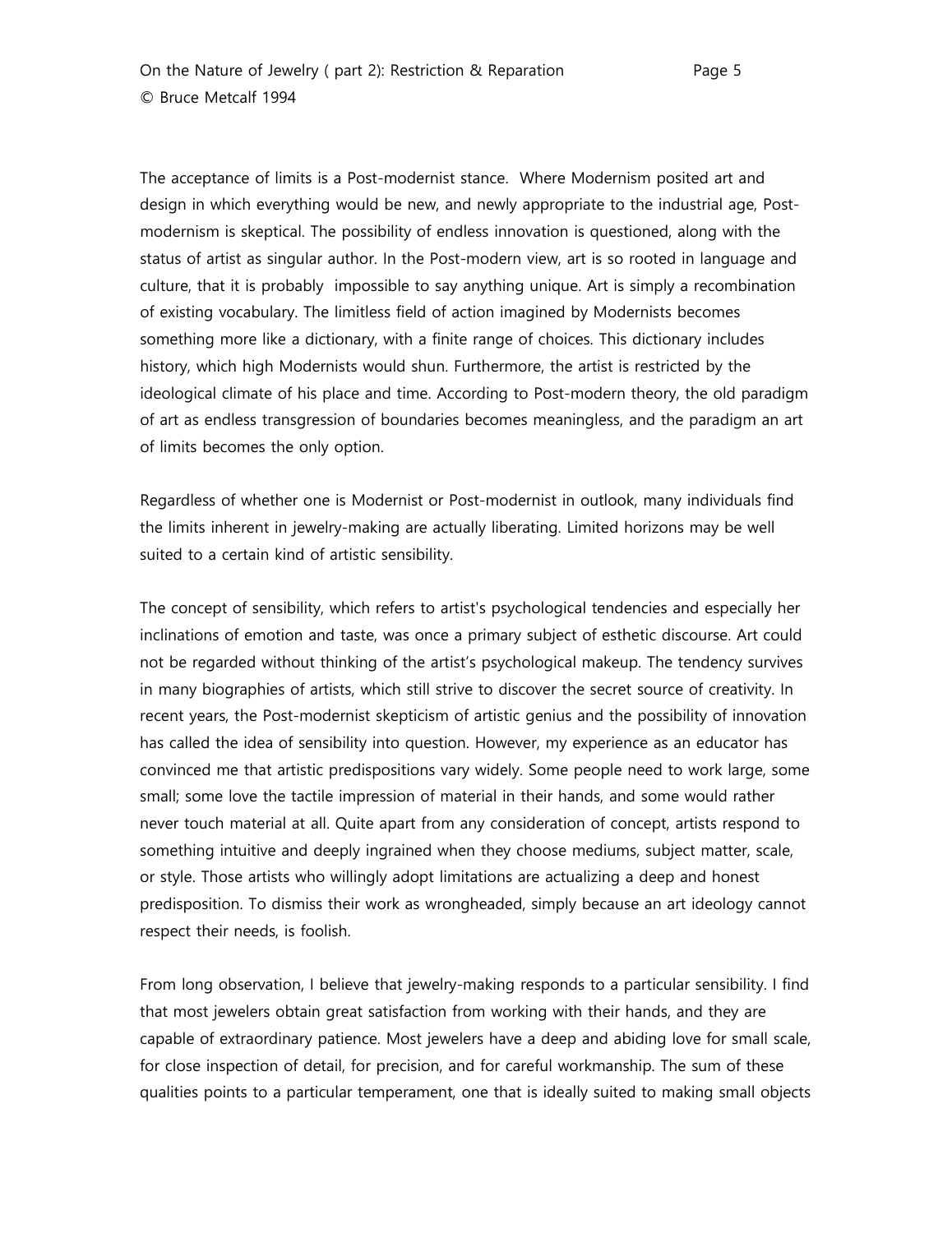The acceptance of limits is a Post-modernist stance. Where Modernism posited art and design in which everything would be new, and newly appropriate to the industrial age, Post-modernism is skeptical. The possibility of endless innovation is questioned, along with the status of artist as singular author. In the Post-modern view, art is so rooted in language and culture, that it is probably impossible to say anything unique. Art is simply a recombination of existing vocabulary. The limitless field of action imagined by Modernists becomes something more like a dictionary, with a finite range of choices. This dictionary includes history, which high Modernists would shun. Furthermore, the artist is restricted by the ideological climate of his place and time. According to Post-modern theory, the old paradigm of art as endless transgression of boundaries becomes meaningless, and the paradigm an art of limits becomes the only option.

Regardless of whether one is Modernist or Post-modernist in outlook, many individuals find the limits inherent in jewelry-making are actually liberating. Limited horizons may be well suited to a certain kind of artistic sensibility.

The concept of sensibility, which refers to artist's psychological tendencies and especially her inclinations of emotion and taste, was once a primary subject of esthetic discourse. Art could not be regarded without thinking of the artist's psychological makeup. The tendency survives in many biographies of artists, which still strive to discover the secret source of creativity. In recent years, the Post-modernist skepticism of artistic genius and the possibility of innovation has called the idea of sensibility into question. However, my experience as an educator has convinced me that artistic predispositions vary widely. Some people need to work large, some small; some love the tactile impression of material in their hands, and some would rather never touch material at all. Quite apart from any consideration of concept, artists respond to something intuitive and deeply ingrained when they choose mediums, subject matter, scale, or style. Those artists who willingly adopt limitations are actualizing a deep and honest predisposition. To dismiss their work as wrongheaded, simply because an art ideology cannot respect their needs, is foolish.

From long observation, I believe that jewelry-making responds to a particular sensibility. I find that most jewelers obtain great satisfaction from working with their hands, and they are capable of extraordinary patience. Most jewelers have a deep and abiding love for small scale, for close inspection of detail, for precision, and for careful workmanship. The sum of these qualities points to a particular temperament, one that is ideally suited to making small objects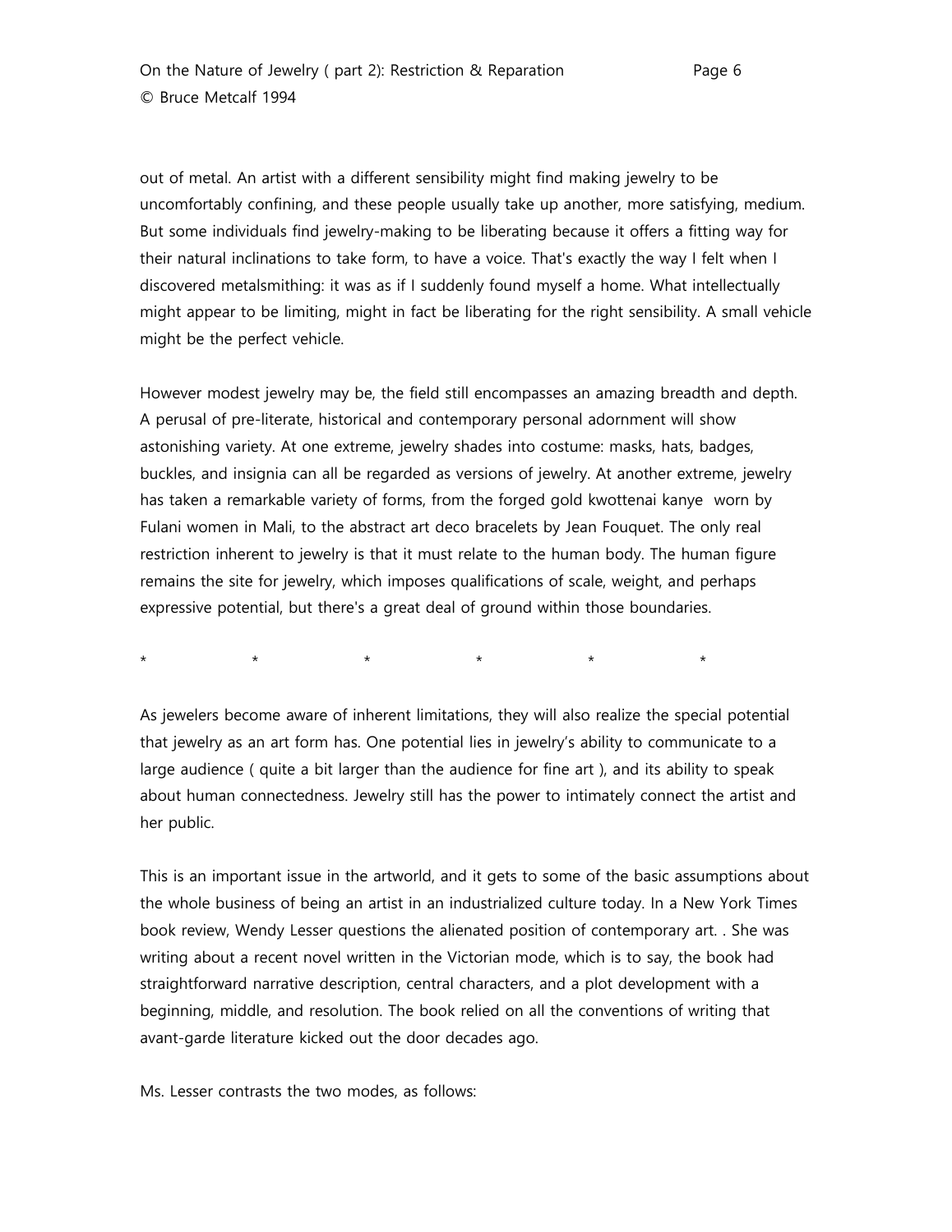out of metal. An artist with a different sensibility might find making jewelry to be uncomfortably confining, and these people usually take up another, more satisfying, medium. But some individuals find jewelry-making to be liberating because it offers a fitting way for their natural inclinations to take form, to have a voice. That's exactly the way I felt when I discovered metalsmithing: it was as if I suddenly found myself a home. What intellectually might appear to be limiting, might in fact be liberating for the right sensibility. A small vehicle might be the perfect vehicle.

However modest jewelry may be, the field still encompasses an amazing breadth and depth. A perusal of pre-literate, historical and contemporary personal adornment will show astonishing variety. At one extreme, jewelry shades into costume: masks, hats, badges, buckles, and insignia can all be regarded as versions of jewelry. At another extreme, jewelry has taken a remarkable variety of forms, from the forged gold kwottenai kanye worn by Fulani women in Mali, to the abstract art deco bracelets by Jean Fouquet. The only real restriction inherent to jewelry is that it must relate to the human body. The human figure remains the site for jewelry, which imposes qualifications of scale, weight, and perhaps expressive potential, but there's a great deal of ground within those boundaries.

\*           \*           \*           \*           \*           \*

As jewelers become aware of inherent limitations, they will also realize the special potential that jewelry as an art form has. One potential lies in jewelry's ability to communicate to a large audience ( quite a bit larger than the audience for fine art ), and its ability to speak about human connectedness. Jewelry still has the power to intimately connect the artist and her public.

This is an important issue in the artworld, and it gets to some of the basic assumptions about the whole business of being an artist in an industrialized culture today. In a New York Times book review, Wendy Lesser questions the alienated position of contemporary art. . She was writing about a recent novel written in the Victorian mode, which is to say, the book had straightforward narrative description, central characters, and a plot development with a beginning, middle, and resolution. The book relied on all the conventions of writing that avant-garde literature kicked out the door decades ago.

Ms. Lesser contrasts the two modes, as follows: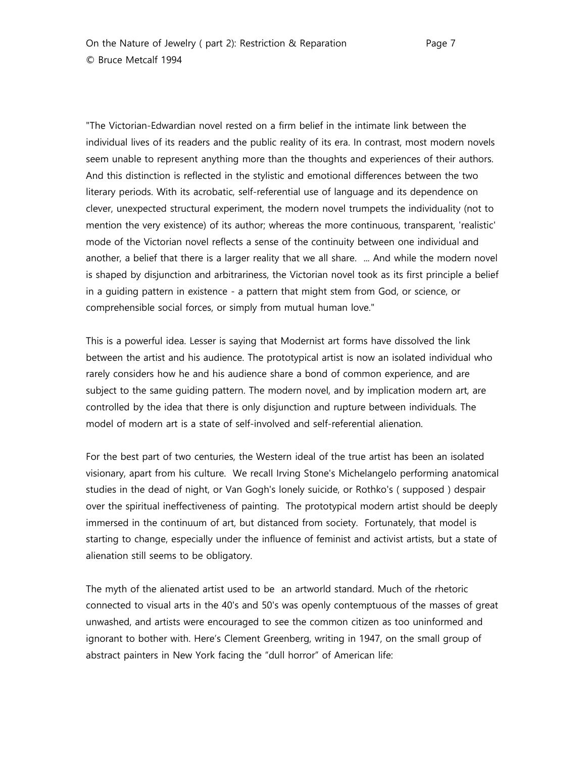"The Victorian-Edwardian novel rested on a firm belief in the intimate link between the individual lives of its readers and the public reality of its era. In contrast, most modern novels seem unable to represent anything more than the thoughts and experiences of their authors. And this distinction is reflected in the stylistic and emotional differences between the two literary periods. With its acrobatic, self-referential use of language and its dependence on clever, unexpected structural experiment, the modern novel trumpets the individuality (not to mention the very existence) of its author; whereas the more continuous, transparent, 'realistic' mode of the Victorian novel reflects a sense of the continuity between one individual and another, a belief that there is a larger reality that we all share. ... And while the modern novel is shaped by disjunction and arbitrariness, the Victorian novel took as its first principle a belief in a guiding pattern in existence - a pattern that might stem from God, or science, or comprehensible social forces, or simply from mutual human love."

This is a powerful idea. Lesser is saying that Modernist art forms have dissolved the link between the artist and his audience. The prototypical artist is now an isolated individual who rarely considers how he and his audience share a bond of common experience, and are subject to the same guiding pattern. The modern novel, and by implication modern art, are controlled by the idea that there is only disjunction and rupture between individuals. The model of modern art is a state of self-involved and self-referential alienation.

For the best part of two centuries, the Western ideal of the true artist has been an isolated visionary, apart from his culture. We recall Irving Stone's Michelangelo performing anatomical studies in the dead of night, or Van Gogh's lonely suicide, or Rothko's ( supposed ) despair over the spiritual ineffectiveness of painting. The prototypical modern artist should be deeply immersed in the continuum of art, but distanced from society. Fortunately, that model is starting to change, especially under the influence of feminist and activist artists, but a state of alienation still seems to be obligatory.

The myth of the alienated artist used to be an artworld standard. Much of the rhetoric connected to visual arts in the 40's and 50's was openly contemptuous of the masses of great unwashed, and artists were encouraged to see the common citizen as too uninformed and ignorant to bother with. Here's Clement Greenberg, writing in 1947, on the small group of abstract painters in New York facing the "dull horror" of American life: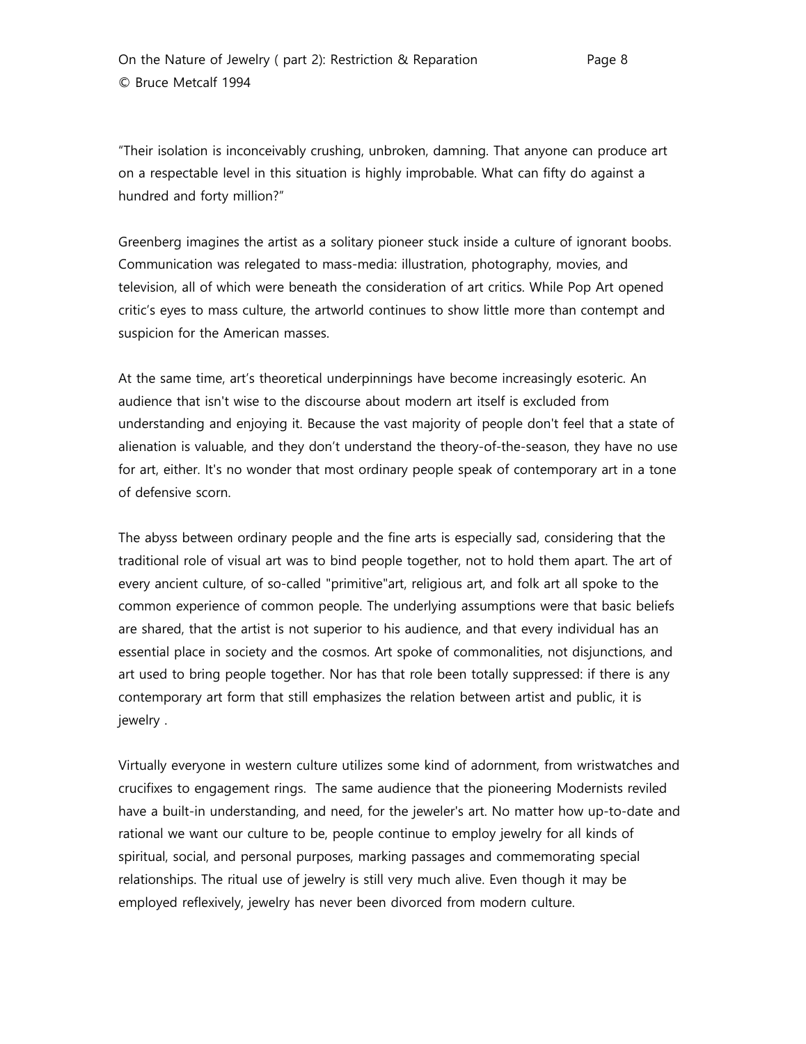"Their isolation is inconceivably crushing, unbroken, damning. That anyone can produce art on a respectable level in this situation is highly improbable. What can fifty do against a hundred and forty million?"

Greenberg imagines the artist as a solitary pioneer stuck inside a culture of ignorant boobs. Communication was relegated to mass-media: illustration, photography, movies, and television, all of which were beneath the consideration of art critics. While Pop Art opened critic's eyes to mass culture, the artworld continues to show little more than contempt and suspicion for the American masses.

At the same time, art's theoretical underpinnings have become increasingly esoteric. An audience that isn't wise to the discourse about modern art itself is excluded from understanding and enjoying it. Because the vast majority of people don't feel that a state of alienation is valuable, and they don't understand the theory-of-the-season, they have no use for art, either. It's no wonder that most ordinary people speak of contemporary art in a tone of defensive scorn.

The abyss between ordinary people and the fine arts is especially sad, considering that the traditional role of visual art was to bind people together, not to hold them apart. The art of every ancient culture, of so-called "primitive"art, religious art, and folk art all spoke to the common experience of common people. The underlying assumptions were that basic beliefs are shared, that the artist is not superior to his audience, and that every individual has an essential place in society and the cosmos. Art spoke of commonalities, not disjunctions, and art used to bring people together. Nor has that role been totally suppressed: if there is any contemporary art form that still emphasizes the relation between artist and public, it is jewelry .

Virtually everyone in western culture utilizes some kind of adornment, from wristwatches and crucifixes to engagement rings. The same audience that the pioneering Modernists reviled have a built-in understanding, and need, for the jeweler's art. No matter how up-to-date and rational we want our culture to be, people continue to employ jewelry for all kinds of spiritual, social, and personal purposes, marking passages and commemorating special relationships. The ritual use of jewelry is still very much alive. Even though it may be employed reflexively, jewelry has never been divorced from modern culture.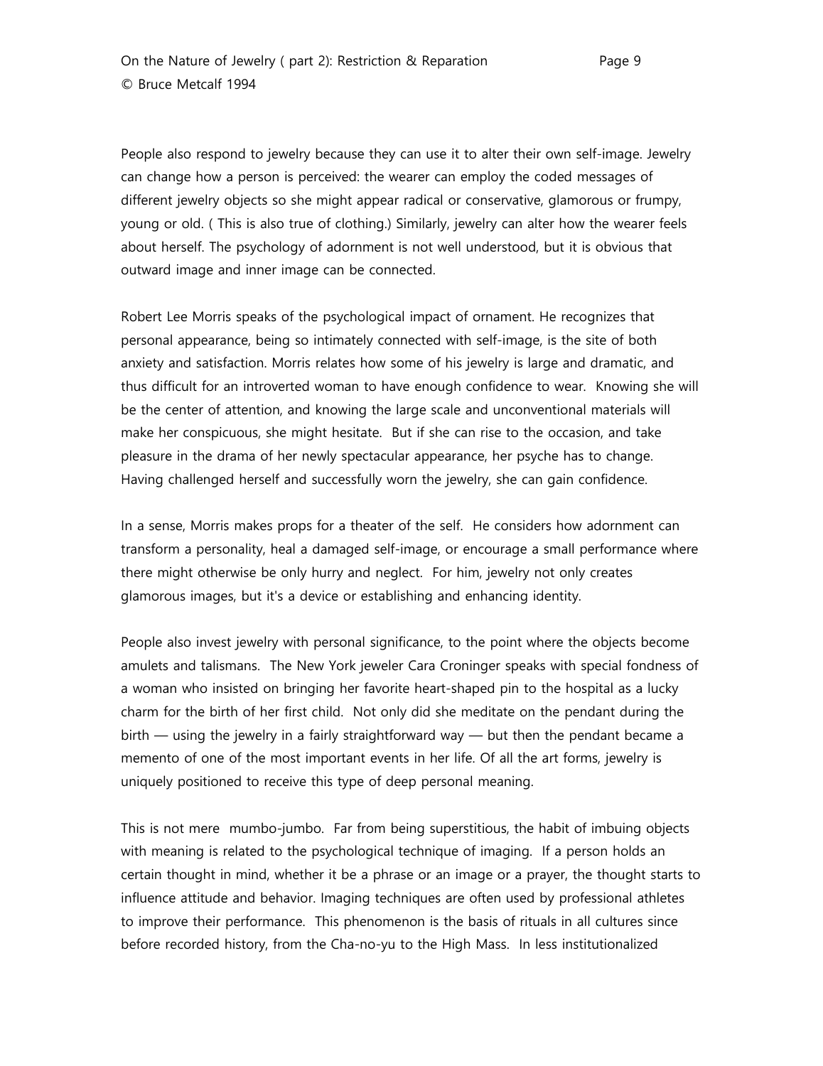People also respond to jewelry because they can use it to alter their own self-image. Jewelry can change how a person is perceived: the wearer can employ the coded messages of different jewelry objects so she might appear radical or conservative, glamorous or frumpy, young or old. ( This is also true of clothing.) Similarly, jewelry can alter how the wearer feels about herself. The psychology of adornment is not well understood, but it is obvious that outward image and inner image can be connected.

Robert Lee Morris speaks of the psychological impact of ornament. He recognizes that personal appearance, being so intimately connected with self-image, is the site of both anxiety and satisfaction. Morris relates how some of his jewelry is large and dramatic, and thus difficult for an introverted woman to have enough confidence to wear. Knowing she will be the center of attention, and knowing the large scale and unconventional materials will make her conspicuous, she might hesitate. But if she can rise to the occasion, and take pleasure in the drama of her newly spectacular appearance, her psyche has to change. Having challenged herself and successfully worn the jewelry, she can gain confidence.

In a sense, Morris makes props for a theater of the self. He considers how adornment can transform a personality, heal a damaged self-image, or encourage a small performance where there might otherwise be only hurry and neglect. For him, jewelry not only creates glamorous images, but it's a device or establishing and enhancing identity.

People also invest jewelry with personal significance, to the point where the objects become amulets and talismans. The New York jeweler Cara Croninger speaks with special fondness of a woman who insisted on bringing her favorite heart-shaped pin to the hospital as a lucky charm for the birth of her first child. Not only did she meditate on the pendant during the birth — using the jewelry in a fairly straightforward way — but then the pendant became a memento of one of the most important events in her life. Of all the art forms, jewelry is uniquely positioned to receive this type of deep personal meaning.

This is not mere mumbo-jumbo. Far from being superstitious, the habit of imbuing objects with meaning is related to the psychological technique of imaging. If a person holds an certain thought in mind, whether it be a phrase or an image or a prayer, the thought starts to influence attitude and behavior. Imaging techniques are often used by professional athletes to improve their performance. This phenomenon is the basis of rituals in all cultures since before recorded history, from the Cha-no-yu to the High Mass. In less institutionalized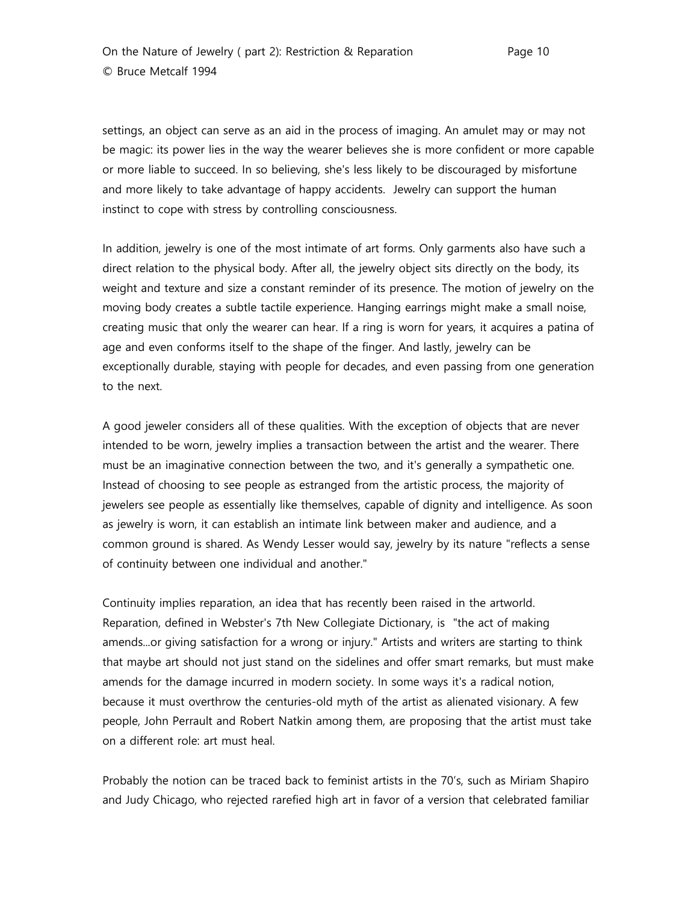settings, an object can serve as an aid in the process of imaging. An amulet may or may not be magic: its power lies in the way the wearer believes she is more confident or more capable or more liable to succeed. In so believing, she's less likely to be discouraged by misfortune and more likely to take advantage of happy accidents. Jewelry can support the human instinct to cope with stress by controlling consciousness.

In addition, jewelry is one of the most intimate of art forms. Only garments also have such a direct relation to the physical body. After all, the jewelry object sits directly on the body, its weight and texture and size a constant reminder of its presence. The motion of jewelry on the moving body creates a subtle tactile experience. Hanging earrings might make a small noise, creating music that only the wearer can hear. If a ring is worn for years, it acquires a patina of age and even conforms itself to the shape of the finger. And lastly, jewelry can be exceptionally durable, staying with people for decades, and even passing from one generation to the next.

A good jeweler considers all of these qualities. With the exception of objects that are never intended to be worn, jewelry implies a transaction between the artist and the wearer. There must be an imaginative connection between the two, and it's generally a sympathetic one. Instead of choosing to see people as estranged from the artistic process, the majority of jewelers see people as essentially like themselves, capable of dignity and intelligence. As soon as jewelry is worn, it can establish an intimate link between maker and audience, and a common ground is shared. As Wendy Lesser would say, jewelry by its nature "reflects a sense of continuity between one individual and another."

Continuity implies reparation, an idea that has recently been raised in the artworld. Reparation, defined in Webster's 7th New Collegiate Dictionary, is "the act of making amends...or giving satisfaction for a wrong or injury." Artists and writers are starting to think that maybe art should not just stand on the sidelines and offer smart remarks, but must make amends for the damage incurred in modern society. In some ways it's a radical notion, because it must overthrow the centuries-old myth of the artist as alienated visionary. A few people, John Perrault and Robert Natkin among them, are proposing that the artist must take on a different role: art must heal.

Probably the notion can be traced back to feminist artists in the 70's, such as Miriam Shapiro and Judy Chicago, who rejected rarefied high art in favor of a version that celebrated familiar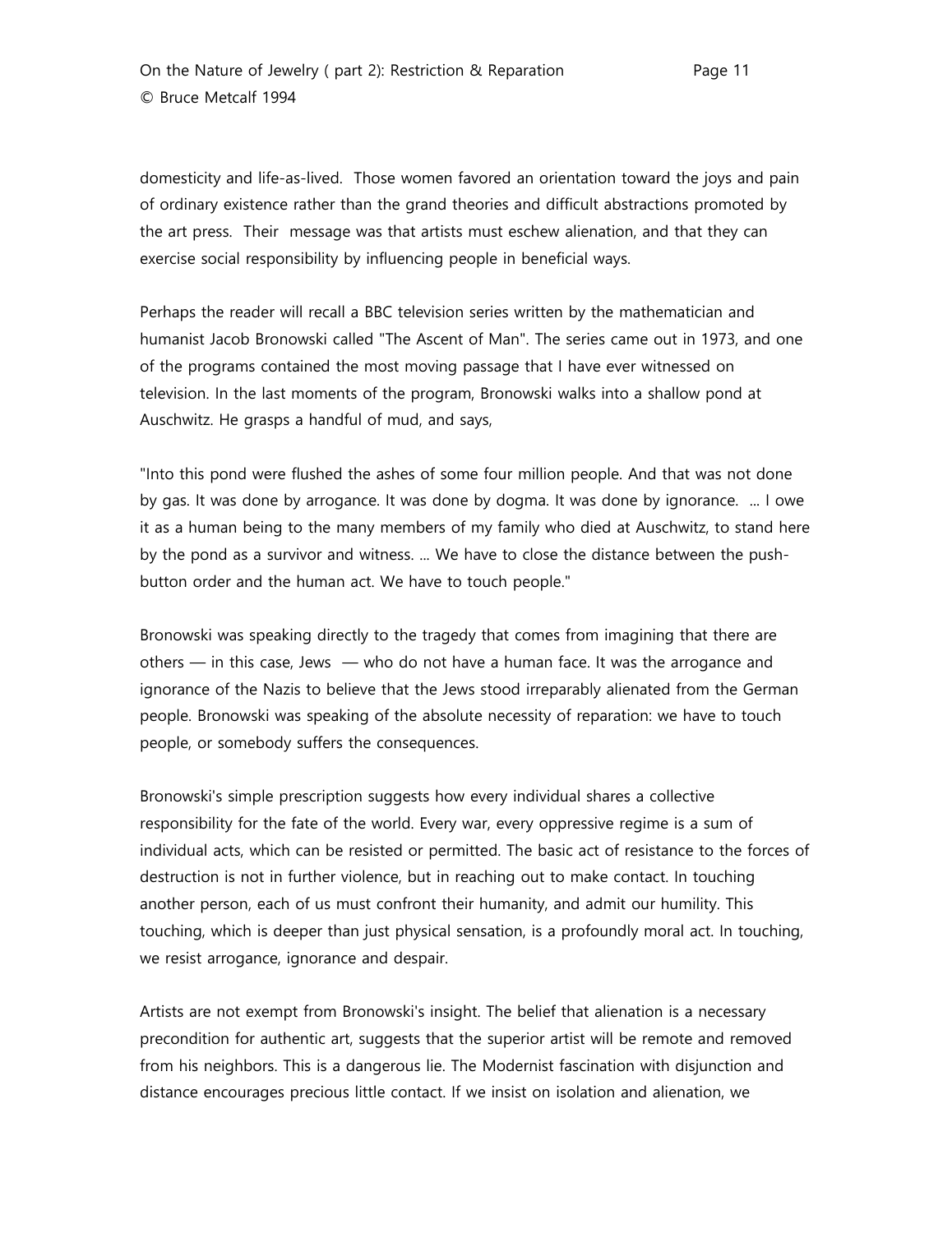domesticity and life-as-lived. Those women favored an orientation toward the joys and pain of ordinary existence rather than the grand theories and difficult abstractions promoted by the art press. Their message was that artists must eschew alienation, and that they can exercise social responsibility by influencing people in beneficial ways.

Perhaps the reader will recall a BBC television series written by the mathematician and humanist Jacob Bronowski called "The Ascent of Man". The series came out in 1973, and one of the programs contained the most moving passage that I have ever witnessed on television. In the last moments of the program, Bronowski walks into a shallow pond at Auschwitz. He grasps a handful of mud, and says,

"Into this pond were flushed the ashes of some four million people. And that was not done by gas. It was done by arrogance. It was done by dogma. It was done by ignorance. ... I owe it as a human being to the many members of my family who died at Auschwitz, to stand here by the pond as a survivor and witness. ... We have to close the distance between the push-button order and the human act. We have to touch people."

Bronowski was speaking directly to the tragedy that comes from imagining that there are others — in this case, Jews — who do not have a human face. It was the arrogance and ignorance of the Nazis to believe that the Jews stood irreparably alienated from the German people. Bronowski was speaking of the absolute necessity of reparation: we have to touch people, or somebody suffers the consequences.

Bronowski's simple prescription suggests how every individual shares a collective responsibility for the fate of the world. Every war, every oppressive regime is a sum of individual acts, which can be resisted or permitted. The basic act of resistance to the forces of destruction is not in further violence, but in reaching out to make contact. In touching another person, each of us must confront their humanity, and admit our humility. This touching, which is deeper than just physical sensation, is a profoundly moral act. In touching, we resist arrogance, ignorance and despair.

Artists are not exempt from Bronowski's insight. The belief that alienation is a necessary precondition for authentic art, suggests that the superior artist will be remote and removed from his neighbors. This is a dangerous lie. The Modernist fascination with disjunction and distance encourages precious little contact. If we insist on isolation and alienation, we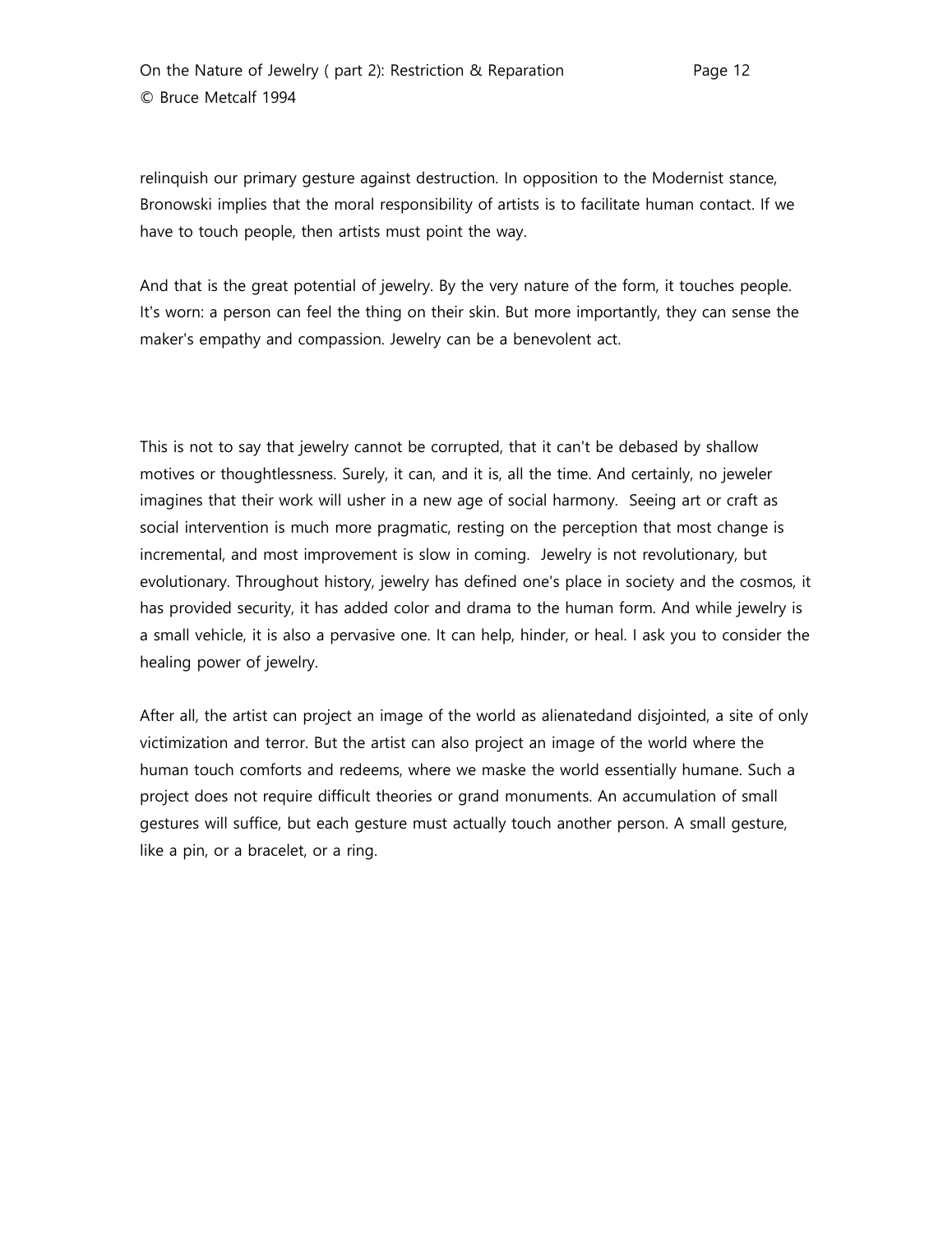relinquish our primary gesture against destruction. In opposition to the Modernist stance, Bronowski implies that the moral responsibility of artists is to facilitate human contact. If we have to touch people, then artists must point the way.

And that is the great potential of jewelry. By the very nature of the form, it touches people. It's worn: a person can feel the thing on their skin. But more importantly, they can sense the maker's empathy and compassion. Jewelry can be a benevolent act.

This is not to say that jewelry cannot be corrupted, that it can't be debased by shallow motives or thoughtlessness. Surely, it can, and it is, all the time. And certainly, no jeweler imagines that their work will usher in a new age of social harmony. Seeing art or craft as social intervention is much more pragmatic, resting on the perception that most change is incremental, and most improvement is slow in coming. Jewelry is not revolutionary, but evolutionary. Throughout history, jewelry has defined one's place in society and the cosmos, it has provided security, it has added color and drama to the human form. And while jewelry is a small vehicle, it is also a pervasive one. It can help, hinder, or heal. I ask you to consider the healing power of jewelry.

After all, the artist can project an image of the world as alienatedand disjointed, a site of only victimization and terror. But the artist can also project an image of the world where the human touch comforts and redeems, where we maske the world essentially humane. Such a project does not require difficult theories or grand monuments. An accumulation of small gestures will suffice, but each gesture must actually touch another person. A small gesture, like a pin, or a bracelet, or a ring.